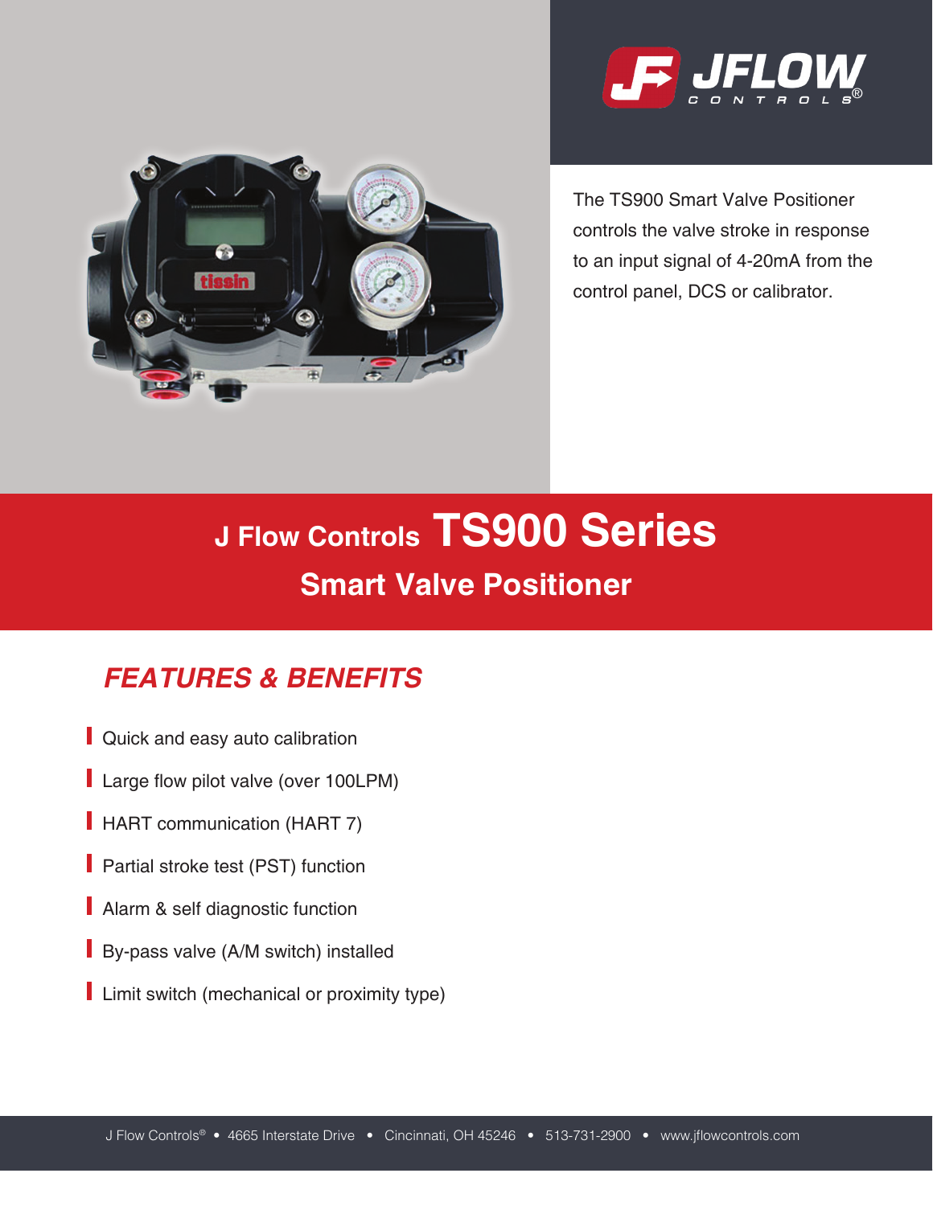JFLOW CONTROLS®

The TS900 Smart Valve Positioner controls the valve stroke in response to an input signal of 4-20mA from the control panel, DCS or calibrator.

# J Flow Controls TS900 Series

## Smart Valve Positioner

### *FEATURES & BENEFITS*

- Quick and easy auto calibration
- Large flow pilot valve (over 100LPM)
- HART communication (HART 7)
- Partial stroke test (PST) function
- Alarm & self diagnostic function
- By-pass valve (A/M switch) installed
- Limit switch (mechanical or proximity type)

J Flow Controls® • 4665 Interstate Drive • Cincinnati, OH 45246 • 513-731-2900 • www.jflowcontrols.com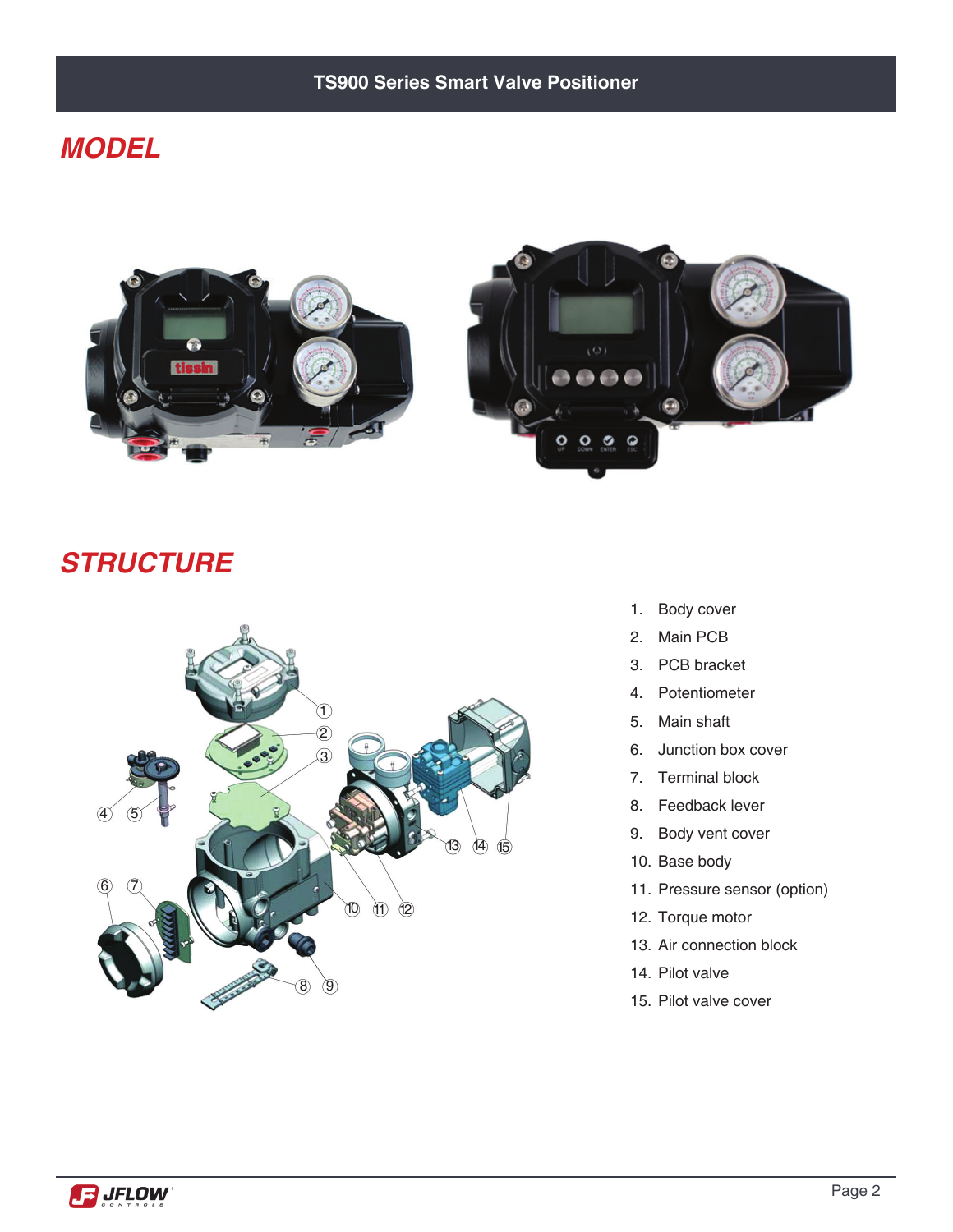## MODEL

## STRUCTURE

1. Body cover
2. Main PCB
3. PCB bracket
4. Potentiometer
5. Main shaft
6. Junction box cover
7. Terminal block
8. Feedback lever
9. Body vent cover
10. Base body
11. Pressure sensor (option)
12. Torque motor
13. Air connection block
14. Pilot valve
15. Pilot valve cover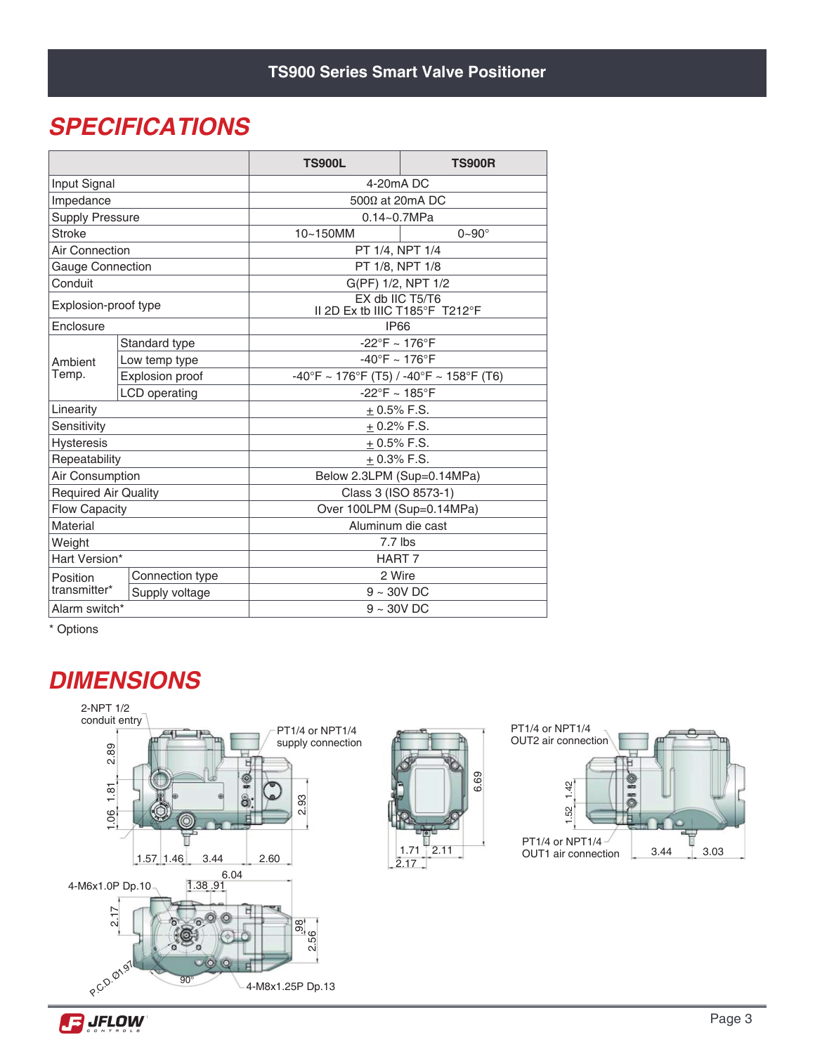## SPECIFICATIONS

| | | TS900L | TS900R |
|---|---|---|---|
| Input Signal | | 4-20mA DC | |
| Impedance | | 500Ω at 20mA DC | |
| Supply Pressure | | 0.14~0.7MPa | |
| Stroke | | 10~150MM | 0~90° |
| Air Connection | | PT 1/4, NPT 1/4 | |
| Gauge Connection | | PT 1/8, NPT 1/8 | |
| Conduit | | G(PF) 1/2, NPT 1/2 | |
| Explosion-proof type | | EX db IIC T5/T6<br>II 2D Ex tb IIIC T185°F T212°F | |
| Enclosure | | IP66 | |
| Ambient Temp. | Standard type | -22°F ~ 176°F | |
| | Low temp type | -40°F ~ 176°F | |
| | Explosion proof | -40°F ~ 176°F (T5) / -40°F ~ 158°F (T6) | |
| | LCD operating | -22°F ~ 185°F | |
| Linearity | | ± 0.5% F.S. | |
| Sensitivity | | ± 0.2% F.S. | |
| Hysteresis | | ± 0.5% F.S. | |
| Repeatability | | ± 0.3% F.S. | |
| Air Consumption | | Below 2.3LPM (Sup=0.14MPa) | |
| Required Air Quality | | Class 3 (ISO 8573-1) | |
| Flow Capacity | | Over 100LPM (Sup=0.14MPa) | |
| Material | | Aluminum die cast | |
| Weight | | 7.7 lbs | |
| Hart Version* | | HART 7 | |
| Position transmitter* | Connection type | 2 Wire | |
| | Supply voltage | 9 ~ 30V DC | |
| Alarm switch* | | 9 ~ 30V DC | |

\* Options

## DIMENSIONS

2-NPT 1/2 conduit entry

PT1/4 or NPT1/4 supply connection

2.89, 1.81, 1.06, 2.93, 1.57, 1.46, 3.44, 2.60

6.69, 1.71, 2.11, 2.17

PT1/4 or NPT1/4 OUT2 air connection

1.42, 1.52

PT1/4 or NPT1/4 OUT1 air connection

3.44, 3.03

4-M6x1.0P Dp.10

6.04, 1.38, .91, 2.17, .98, 2.56

P.C.D. Ø1.97

90°

4-M8x1.25P Dp.13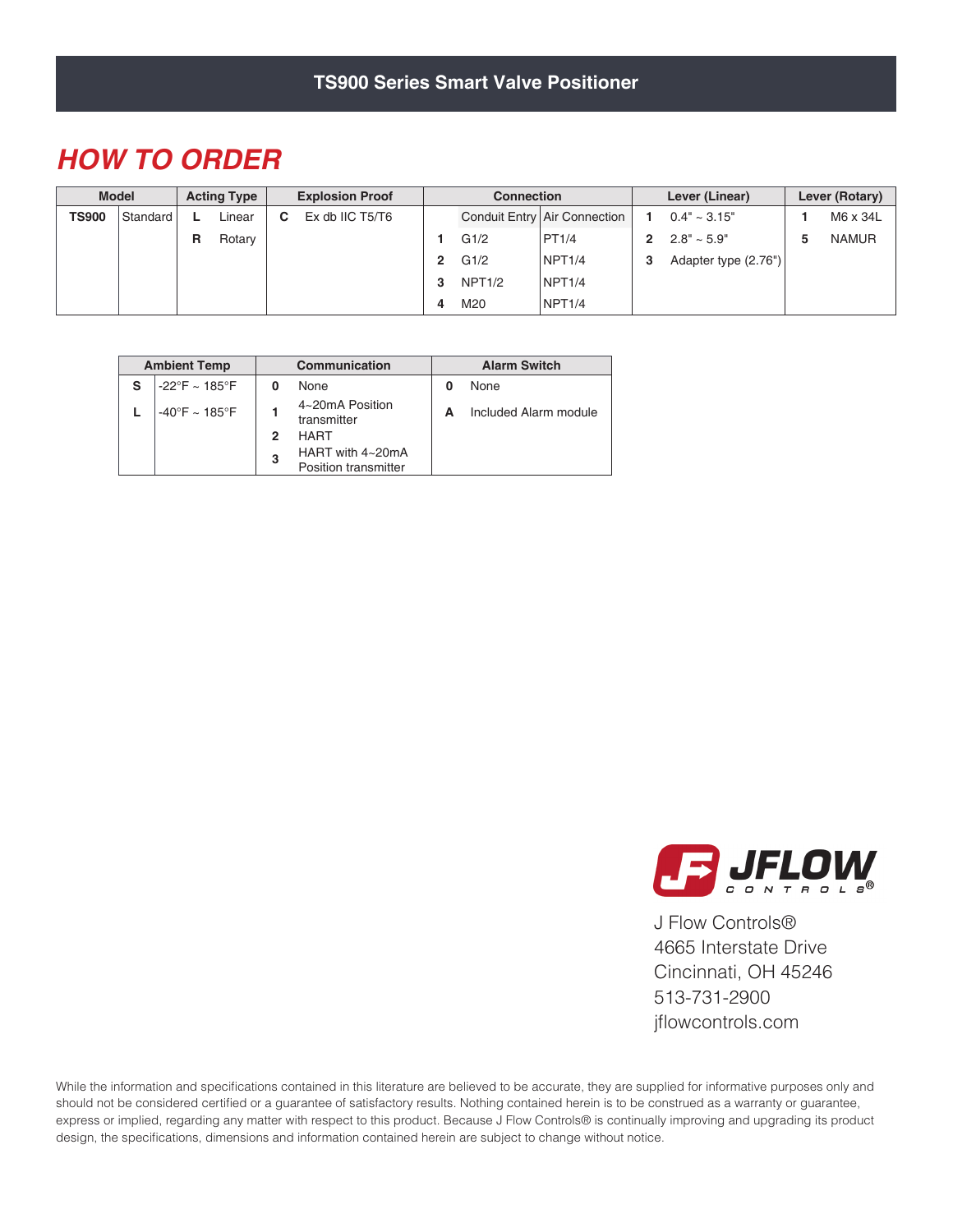## TS900 Series Smart Valve Positioner

# HOW TO ORDER

| Model | | Acting Type | | Explosion Proof | | Connection | | | Lever (Linear) | | Lever (Rotary) | |
|---|---|---|---|---|---|---|---|---|---|---|---|---|
| | | | | | | | Conduit Entry | Air Connection | | | | |
| **TS900** | Standard | **L** | Linear | **C** | Ex db IIC T5/T6 | **1** | G1/2 | PT1/4 | **1** | 0.4" ~ 3.15" | **1** | M6 x 34L |
| | | **R** | Rotary | | | **2** | G1/2 | NPT1/4 | **2** | 2.8" ~ 5.9" | **5** | NAMUR |
| | | | | | | **3** | NPT1/2 | NPT1/4 | **3** | Adapter type (2.76") | | |
| | | | | | | **4** | M20 | NPT1/4 | | | | |

| Ambient Temp | | Communication | | Alarm Switch | |
|---|---|---|---|---|---|
| **S** | -22°F ~ 185°F | **0** | None | **0** | None |
| **L** | -40°F ~ 185°F | **1** | 4~20mA Position transmitter | **A** | Included Alarm module |
| | | **2** | HART | | |
| | | **3** | HART with 4~20mA Position transmitter | | |

JFLOW CONTROLS®

J Flow Controls®
4665 Interstate Drive
Cincinnati, OH 45246
513-731-2900
jflowcontrols.com

While the information and specifications contained in this literature are believed to be accurate, they are supplied for informative purposes only and should not be considered certified or a guarantee of satisfactory results. Nothing contained herein is to be construed as a warranty or guarantee, express or implied, regarding any matter with respect to this product. Because J Flow Controls® is continually improving and upgrading its product design, the specifications, dimensions and information contained herein are subject to change without notice.